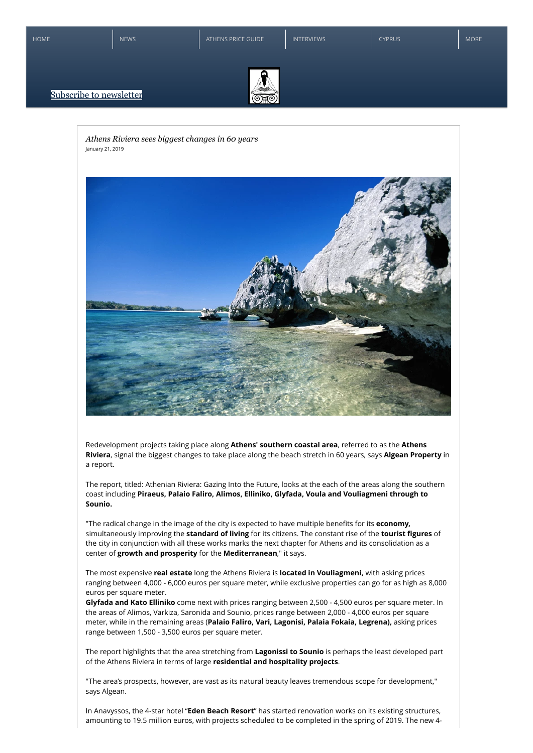HOME | NEWS | ATHENS PRICE GUIDE | INTERVIEWS | CYPRUS | MORE

Subscribe to newsletter

*Athens Riviera sees biggest changes in 60 years*

January 21, 2019

Redevelopment projects taking place along **Athens' southern coastal area**, referred to as the **Athens Riviera**, signal the biggest changes to take place along the beach stretch in 60 years, says **Algean Property** in a report.

The report, titled: Athenian Riviera: Gazing Into the Future, looks at the each of the areas along the southern coast including **Piraeus, Palaio Faliro, Alimos, Elliniko, Glyfada, Voula and Vouliagmeni through to Sounio.**

"The radical change in the image of the city is expected to have multiple benefits for its **economy,** simultaneously improving the **standard of living** for its citizens. The constant rise of the **tourist figures** of the city in conjunction with all these works marks the next chapter for Athens and its consolidation as a center of **growth and prosperity** for the **Mediterranean**," it says.

The most expensive **real estate** long the Athens Riviera is **located in Vouliagmeni,** with asking prices ranging between 4,000 - 6,000 euros per square meter, while exclusive properties can go for as high as 8,000 euros per square meter.
**Glyfada and Kato Elliniko** come next with prices ranging between 2,500 - 4,500 euros per square meter. In the areas of Alimos, Varkiza, Saronida and Sounio, prices range between 2,000 - 4,000 euros per square meter, while in the remaining areas (**Palaio Faliro, Vari, Lagonisi, Palaia Fokaia, Legrena),** asking prices range between 1,500 - 3,500 euros per square meter.

The report highlights that the area stretching from **Lagonissi to Sounio** is perhaps the least developed part of the Athens Riviera in terms of large **residential and hospitality projects**.

"The area's prospects, however, are vast as its natural beauty leaves tremendous scope for development," says Algean.

In Anavyssos, the 4-star hotel "**Eden Beach Resort**" has started renovation works on its existing structures, amounting to 19.5 million euros, with projects scheduled to be completed in the spring of 2019. The new 4-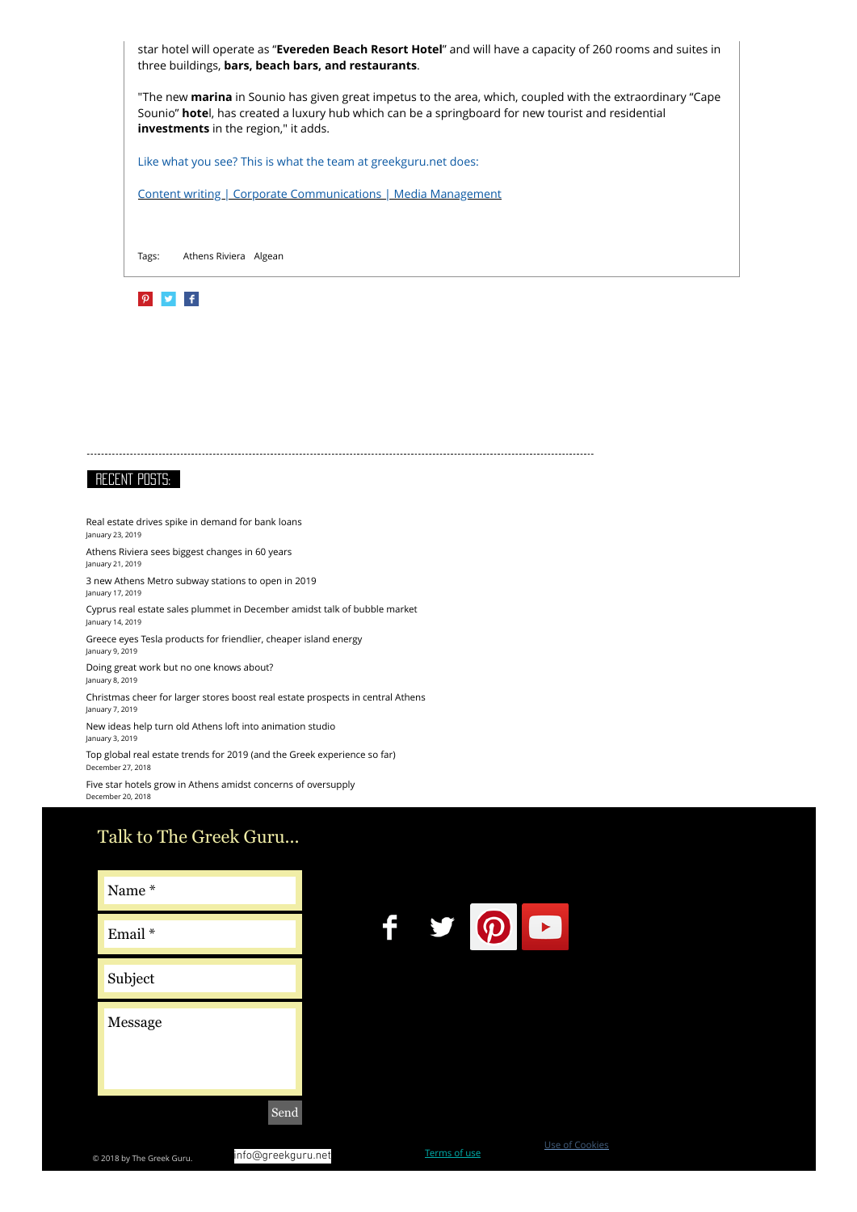star hotel will operate as “**Evereden Beach Resort Hotel**” and will have a capacity of 260 rooms and suites in three buildings, **bars, beach bars, and restaurants**.

"The new **marina** in Sounio has given great impetus to the area, which, coupled with the extraordinary “Cape Sounio” **hote**l, has created a luxury hub which can be a springboard for new tourist and residential **investments** in the region," it adds.

Like what you see? This is what the team at greekguru.net does:

Content writing | Corporate Communications | Media Management

Tags: Athens Riviera Algean

## RECENT POSTS:

Real estate drives spike in demand for bank loans
January 23, 2019

Athens Riviera sees biggest changes in 60 years
January 21, 2019

3 new Athens Metro subway stations to open in 2019
January 17, 2019

Cyprus real estate sales plummet in December amidst talk of bubble market
January 14, 2019

Greece eyes Tesla products for friendlier, cheaper island energy
January 9, 2019

Doing great work but no one knows about?
January 8, 2019

Christmas cheer for larger stores boost real estate prospects in central Athens
January 7, 2019

New ideas help turn old Athens loft into animation studio
January 3, 2019

Top global real estate trends for 2019 (and the Greek experience so far)
December 27, 2018

Five star hotels grow in Athens amidst concerns of oversupply
December 20, 2018

## Talk to The Greek Guru...

Name *

Email *

Subject

Message

Send

© 2018 by The Greek Guru. info@greekguru.net Terms of use Use of Cookies